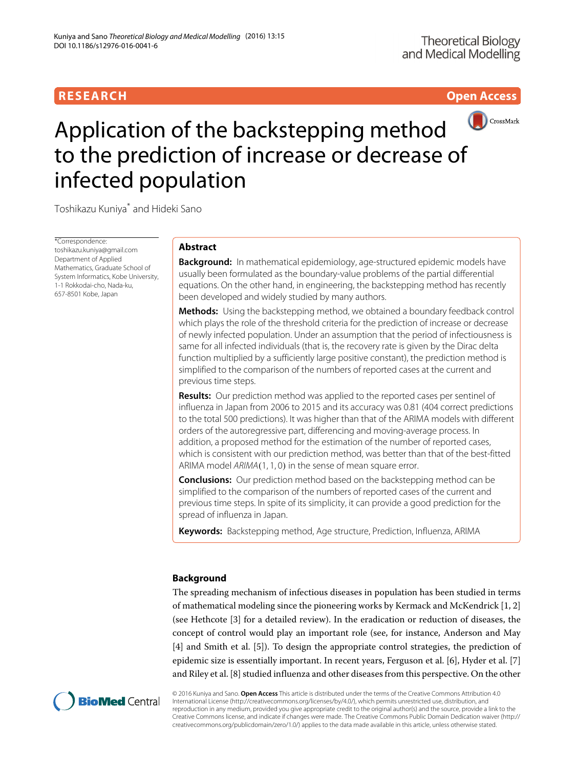RESEARCH

Open Access

# Application of the backstepping method to the prediction of increase or decrease of infected population

Toshikazu Kuniya* and Hideki Sano

*Correspondence: toshikazu.kuniya@gmail.com
Department of Applied Mathematics, Graduate School of System Informatics, Kobe University, 1-1 Rokkodai-cho, Nada-ku, 657-8501 Kobe, Japan

## Abstract

**Background:** In mathematical epidemiology, age-structured epidemic models have usually been formulated as the boundary-value problems of the partial differential equations. On the other hand, in engineering, the backstepping method has recently been developed and widely studied by many authors.

**Methods:** Using the backstepping method, we obtained a boundary feedback control which plays the role of the threshold criteria for the prediction of increase or decrease of newly infected population. Under an assumption that the period of infectiousness is same for all infected individuals (that is, the recovery rate is given by the Dirac delta function multiplied by a sufficiently large positive constant), the prediction method is simplified to the comparison of the numbers of reported cases at the current and previous time steps.

**Results:** Our prediction method was applied to the reported cases per sentinel of influenza in Japan from 2006 to 2015 and its accuracy was 0.81 (404 correct predictions to the total 500 predictions). It was higher than that of the ARIMA models with different orders of the autoregressive part, differencing and moving-average process. In addition, a proposed method for the estimation of the number of reported cases, which is consistent with our prediction method, was better than that of the best-fitted ARIMA model $ARIMA(1,1,0)$ in the sense of mean square error.

**Conclusions:** Our prediction method based on the backstepping method can be simplified to the comparison of the numbers of reported cases of the current and previous time steps. In spite of its simplicity, it can provide a good prediction for the spread of influenza in Japan.

**Keywords:** Backstepping method, Age structure, Prediction, Influenza, ARIMA

## Background

The spreading mechanism of infectious diseases in population has been studied in terms of mathematical modeling since the pioneering works by Kermack and McKendrick [1, 2] (see Hethcote [3] for a detailed review). In the eradication or reduction of diseases, the concept of control would play an important role (see, for instance, Anderson and May [4] and Smith et al. [5]). To design the appropriate control strategies, the prediction of epidemic size is essentially important. In recent years, Ferguson et al. [6], Hyder et al. [7] and Riley et al. [8] studied influenza and other diseases from this perspective. On the other

© 2016 Kuniya and Sano. **Open Access** This article is distributed under the terms of the Creative Commons Attribution 4.0 International License (http://creativecommons.org/licenses/by/4.0/), which permits unrestricted use, distribution, and reproduction in any medium, provided you give appropriate credit to the original author(s) and the source, provide a link to the Creative Commons license, and indicate if changes were made. The Creative Commons Public Domain Dedication waiver (http://creativecommons.org/publicdomain/zero/1.0/) applies to the data made available in this article, unless otherwise stated.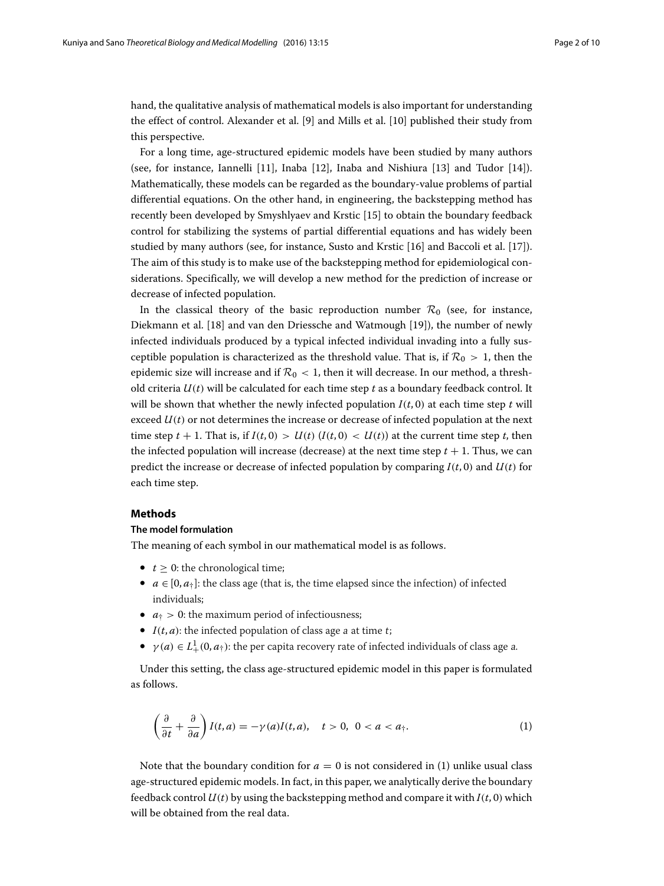hand, the qualitative analysis of mathematical models is also important for understanding the effect of control. Alexander et al. [9] and Mills et al. [10] published their study from this perspective.

For a long time, age-structured epidemic models have been studied by many authors (see, for instance, Iannelli [11], Inaba [12], Inaba and Nishiura [13] and Tudor [14]). Mathematically, these models can be regarded as the boundary-value problems of partial differential equations. On the other hand, in engineering, the backstepping method has recently been developed by Smyshlyaev and Krstic [15] to obtain the boundary feedback control for stabilizing the systems of partial differential equations and has widely been studied by many authors (see, for instance, Susto and Krstic [16] and Baccoli et al. [17]). The aim of this study is to make use of the backstepping method for epidemiological considerations. Specifically, we will develop a new method for the prediction of increase or decrease of infected population.

In the classical theory of the basic reproduction number $\mathcal{R}_0$ (see, for instance, Diekmann et al. [18] and van den Driessche and Watmough [19]), the number of newly infected individuals produced by a typical infected individual invading into a fully susceptible population is characterized as the threshold value. That is, if $\mathcal{R}_0 > 1$, then the epidemic size will increase and if $\mathcal{R}_0 < 1$, then it will decrease. In our method, a threshold criteria $U(t)$ will be calculated for each time step $t$ as a boundary feedback control. It will be shown that whether the newly infected population $I(t, 0)$ at each time step $t$ will exceed $U(t)$ or not determines the increase or decrease of infected population at the next time step $t + 1$. That is, if $I(t, 0) > U(t)$ ($I(t, 0) < U(t)$) at the current time step $t$, then the infected population will increase (decrease) at the next time step $t + 1$. Thus, we can predict the increase or decrease of infected population by comparing $I(t, 0)$ and $U(t)$ for each time step.

## Methods

### The model formulation

The meaning of each symbol in our mathematical model is as follows.

- $t \geq 0$: the chronological time;
- $a \in [0, a_\dagger]$: the class age (that is, the time elapsed since the infection) of infected individuals;
- $a_\dagger > 0$: the maximum period of infectiousness;
- $I(t, a)$: the infected population of class age $a$ at time $t$;
- $\gamma(a) \in L^1_+(0, a_\dagger)$: the per capita recovery rate of infected individuals of class age $a$.

Under this setting, the class age-structured epidemic model in this paper is formulated as follows.

$$\left( \frac{\partial}{\partial t} + \frac{\partial}{\partial a} \right) I(t, a) = -\gamma(a) I(t, a), \quad t > 0, \ 0 < a < a_\dagger. \tag{1}$$

Note that the boundary condition for $a = 0$ is not considered in (1) unlike usual class age-structured epidemic models. In fact, in this paper, we analytically derive the boundary feedback control $U(t)$ by using the backstepping method and compare it with $I(t, 0)$ which will be obtained from the real data.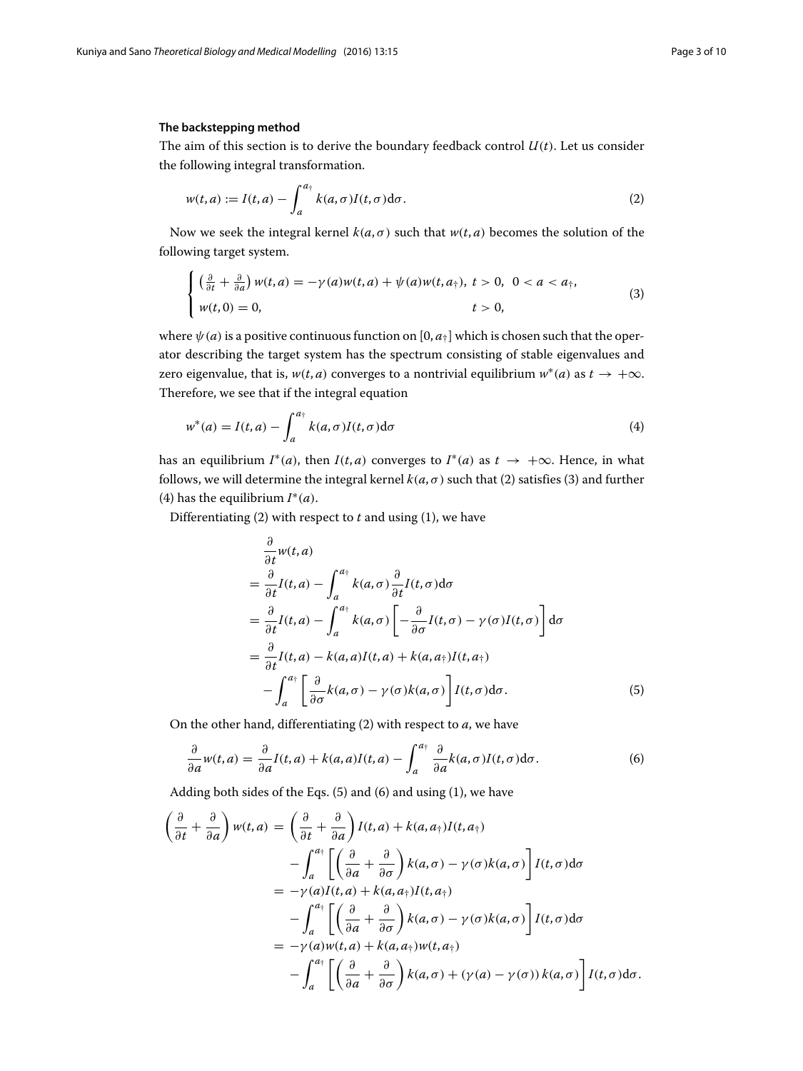### The backstepping method

The aim of this section is to derive the boundary feedback control $U(t)$. Let us consider the following integral transformation.

$$w(t,a) := I(t,a) - \int_a^{a_\dagger} k(a,\sigma) I(t,\sigma) \mathrm{d}\sigma. \tag{2}$$

Now we seek the integral kernel $k(a,\sigma)$ such that $w(t,a)$ becomes the solution of the following target system.

$$\begin{cases} \left(\frac{\partial}{\partial t} + \frac{\partial}{\partial a}\right) w(t,a) = -\gamma(a) w(t,a) + \psi(a) w(t,a_\dagger), \; t > 0, \;\; 0 < a < a_\dagger, \\ w(t,0) = 0, \qquad\qquad\qquad\qquad\qquad\qquad\qquad\qquad t > 0, \end{cases} \tag{3}$$

where $\psi(a)$ is a positive continuous function on $[0, a_\dagger]$ which is chosen such that the operator describing the target system has the spectrum consisting of stable eigenvalues and zero eigenvalue, that is, $w(t,a)$ converges to a nontrivial equilibrium $w^*(a)$ as $t \to +\infty$. Therefore, we see that if the integral equation

$$w^*(a) = I(t,a) - \int_a^{a_\dagger} k(a,\sigma) I(t,\sigma) \mathrm{d}\sigma \tag{4}$$

has an equilibrium $I^*(a)$, then $I(t,a)$ converges to $I^*(a)$ as $t \to +\infty$. Hence, in what follows, we will determine the integral kernel $k(a,\sigma)$ such that (2) satisfies (3) and further (4) has the equilibrium $I^*(a)$.

Differentiating (2) with respect to $t$ and using (1), we have

$$\begin{aligned}
&\frac{\partial}{\partial t} w(t,a) \\
&= \frac{\partial}{\partial t} I(t,a) - \int_a^{a_\dagger} k(a,\sigma) \frac{\partial}{\partial t} I(t,\sigma) \mathrm{d}\sigma \\
&= \frac{\partial}{\partial t} I(t,a) - \int_a^{a_\dagger} k(a,\sigma) \left[ -\frac{\partial}{\partial \sigma} I(t,\sigma) - \gamma(\sigma) I(t,\sigma) \right] \mathrm{d}\sigma \\
&= \frac{\partial}{\partial t} I(t,a) - k(a,a) I(t,a) + k(a,a_\dagger) I(t,a_\dagger) \\
&\quad - \int_a^{a_\dagger} \left[ \frac{\partial}{\partial \sigma} k(a,\sigma) - \gamma(\sigma) k(a,\sigma) \right] I(t,\sigma) \mathrm{d}\sigma.
\end{aligned} \tag{5}$$

On the other hand, differentiating (2) with respect to $a$, we have

$$\frac{\partial}{\partial a} w(t,a) = \frac{\partial}{\partial a} I(t,a) + k(a,a) I(t,a) - \int_a^{a_\dagger} \frac{\partial}{\partial a} k(a,\sigma) I(t,\sigma) \mathrm{d}\sigma. \tag{6}$$

Adding both sides of the Eqs. (5) and (6) and using (1), we have

$$\begin{aligned}
\left(\frac{\partial}{\partial t} + \frac{\partial}{\partial a}\right) w(t,a) &= \left(\frac{\partial}{\partial t} + \frac{\partial}{\partial a}\right) I(t,a) + k(a,a_\dagger) I(t,a_\dagger) \\
&\quad - \int_a^{a_\dagger} \left[ \left( \frac{\partial}{\partial a} + \frac{\partial}{\partial \sigma} \right) k(a,\sigma) - \gamma(\sigma) k(a,\sigma) \right] I(t,\sigma) \mathrm{d}\sigma \\
&= -\gamma(a) I(t,a) + k(a,a_\dagger) I(t,a_\dagger) \\
&\quad - \int_a^{a_\dagger} \left[ \left( \frac{\partial}{\partial a} + \frac{\partial}{\partial \sigma} \right) k(a,\sigma) - \gamma(\sigma) k(a,\sigma) \right] I(t,\sigma) \mathrm{d}\sigma \\
&= -\gamma(a) w(t,a) + k(a,a_\dagger) w(t,a_\dagger) \\
&\quad - \int_a^{a_\dagger} \left[ \left( \frac{\partial}{\partial a} + \frac{\partial}{\partial \sigma} \right) k(a,\sigma) + (\gamma(a) - \gamma(\sigma)) k(a,\sigma) \right] I(t,\sigma) \mathrm{d}\sigma.
\end{aligned}$$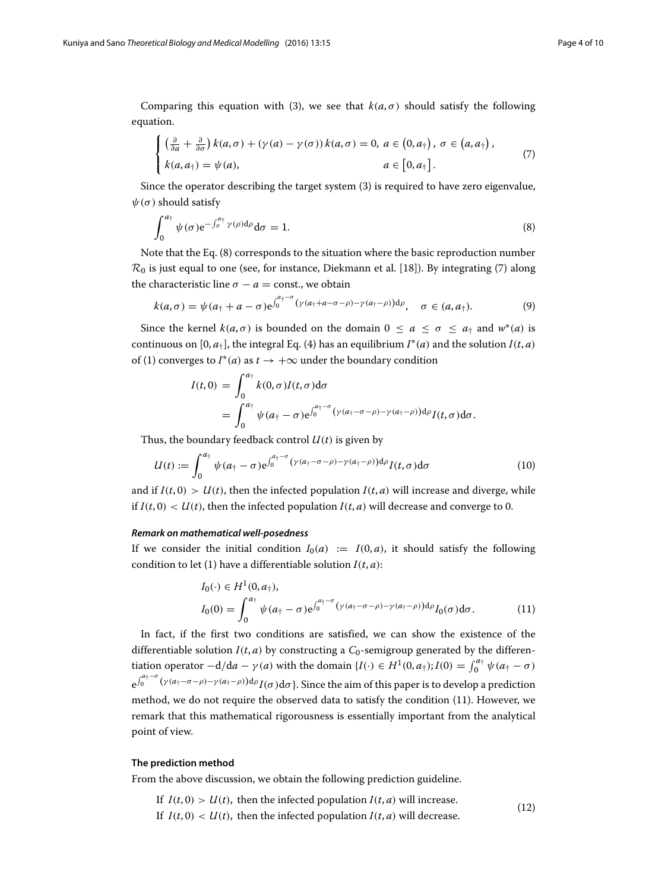Comparing this equation with (3), we see that $k(a, \sigma)$ should satisfy the following equation.

$$
\begin{cases} \left(\frac{\partial}{\partial a} + \frac{\partial}{\partial \sigma}\right) k(a, \sigma) + (\gamma(a) - \gamma(\sigma))\, k(a, \sigma) = 0, \ a \in \left(0, a_{\dagger}\right), \ \sigma \in \left(a, a_{\dagger}\right), \\ k(a, a_{\dagger}) = \psi(a), \qquad\qquad\qquad\qquad\qquad\qquad\qquad a \in \left[0, a_{\dagger}\right]. \end{cases} \tag{7}
$$

Since the operator describing the target system (3) is required to have zero eigenvalue, $\psi(\sigma)$ should satisfy

$$
\int_0^{a_{\dagger}} \psi(\sigma) \mathrm{e}^{-\int_{\sigma}^{a_{\dagger}} \gamma(\rho) \mathrm{d}\rho} \mathrm{d}\sigma = 1. \tag{8}
$$

Note that the Eq. (8) corresponds to the situation where the basic reproduction number $\mathcal{R}_0$ is just equal to one (see, for instance, Diekmann et al. [18]). By integrating (7) along the characteristic line $\sigma - a = \text{const.}$, we obtain

$$
k(a, \sigma) = \psi(a_{\dagger} + a - \sigma) \mathrm{e}^{\int_0^{a_{\dagger} - \sigma} (\gamma(a_{\dagger} + a - \sigma - \rho) - \gamma(a_{\dagger} - \rho)) \mathrm{d}\rho}, \quad \sigma \in (a, a_{\dagger}). \tag{9}
$$

Since the kernel $k(a, \sigma)$ is bounded on the domain $0 \leq a \leq \sigma \leq a_{\dagger}$ and $w^*(a)$ is continuous on $[0, a_{\dagger}]$, the integral Eq. (4) has an equilibrium $I^*(a)$ and the solution $I(t, a)$ of (1) converges to $I^*(a)$ as $t \to +\infty$ under the boundary condition

$$
\begin{aligned}
I(t, 0) &= \int_0^{a_{\dagger}} k(0, \sigma) I(t, \sigma) \mathrm{d}\sigma \\
&= \int_0^{a_{\dagger}} \psi(a_{\dagger} - \sigma) \mathrm{e}^{\int_0^{a_{\dagger} - \sigma} (\gamma(a_{\dagger} - \sigma - \rho) - \gamma(a_{\dagger} - \rho)) \mathrm{d}\rho} I(t, \sigma) \mathrm{d}\sigma.
\end{aligned}
$$

Thus, the boundary feedback control $U(t)$ is given by

$$
U(t) := \int_0^{a_{\dagger}} \psi(a_{\dagger} - \sigma) \mathrm{e}^{\int_0^{a_{\dagger} - \sigma} (\gamma(a_{\dagger} - \sigma - \rho) - \gamma(a_{\dagger} - \rho)) \mathrm{d}\rho} I(t, \sigma) \mathrm{d}\sigma \tag{10}
$$

and if $I(t, 0) > U(t)$, then the infected population $I(t, a)$ will increase and diverge, while if $I(t, 0) < U(t)$, then the infected population $I(t, a)$ will decrease and converge to 0.

#### *Remark on mathematical well-posedness*

If we consider the initial condition $I_0(a) := I(0, a)$, it should satisfy the following condition to let (1) have a differentiable solution $I(t, a)$:

$$
\begin{aligned}
&I_0(\cdot) \in H^1(0, a_{\dagger}), \\
&I_0(0) = \int_0^{a_{\dagger}} \psi(a_{\dagger} - \sigma) \mathrm{e}^{\int_0^{a_{\dagger} - \sigma} (\gamma(a_{\dagger} - \sigma - \rho) - \gamma(a_{\dagger} - \rho)) \mathrm{d}\rho} I_0(\sigma) \mathrm{d}\sigma.
\end{aligned} \tag{11}
$$

In fact, if the first two conditions are satisfied, we can show the existence of the differentiable solution $I(t, a)$ by constructing a $C_0$-semigroup generated by the differentiation operator $-\mathrm{d}/\mathrm{d}a - \gamma(a)$ with the domain $\{I(\cdot) \in H^1(0, a_{\dagger}); I(0) = \int_0^{a_{\dagger}} \psi(a_{\dagger} - \sigma) \mathrm{e}^{\int_0^{a_{\dagger} - \sigma} (\gamma(a_{\dagger} - \sigma - \rho) - \gamma(a_{\dagger} - \rho)) \mathrm{d}\rho} I(\sigma) \mathrm{d}\sigma\}$. Since the aim of this paper is to develop a prediction method, we do not require the observed data to satisfy the condition (11). However, we remark that this mathematical rigorousness is essentially important from the analytical point of view.

### The prediction method

From the above discussion, we obtain the following prediction guideline.

$$
\begin{aligned}
&\text{If } I(t, 0) > U(t), \text{ then the infected population } I(t, a) \text{ will increase.} \\
&\text{If } I(t, 0) < U(t), \text{ then the infected population } I(t, a) \text{ will decrease.}
\end{aligned} \tag{12}
$$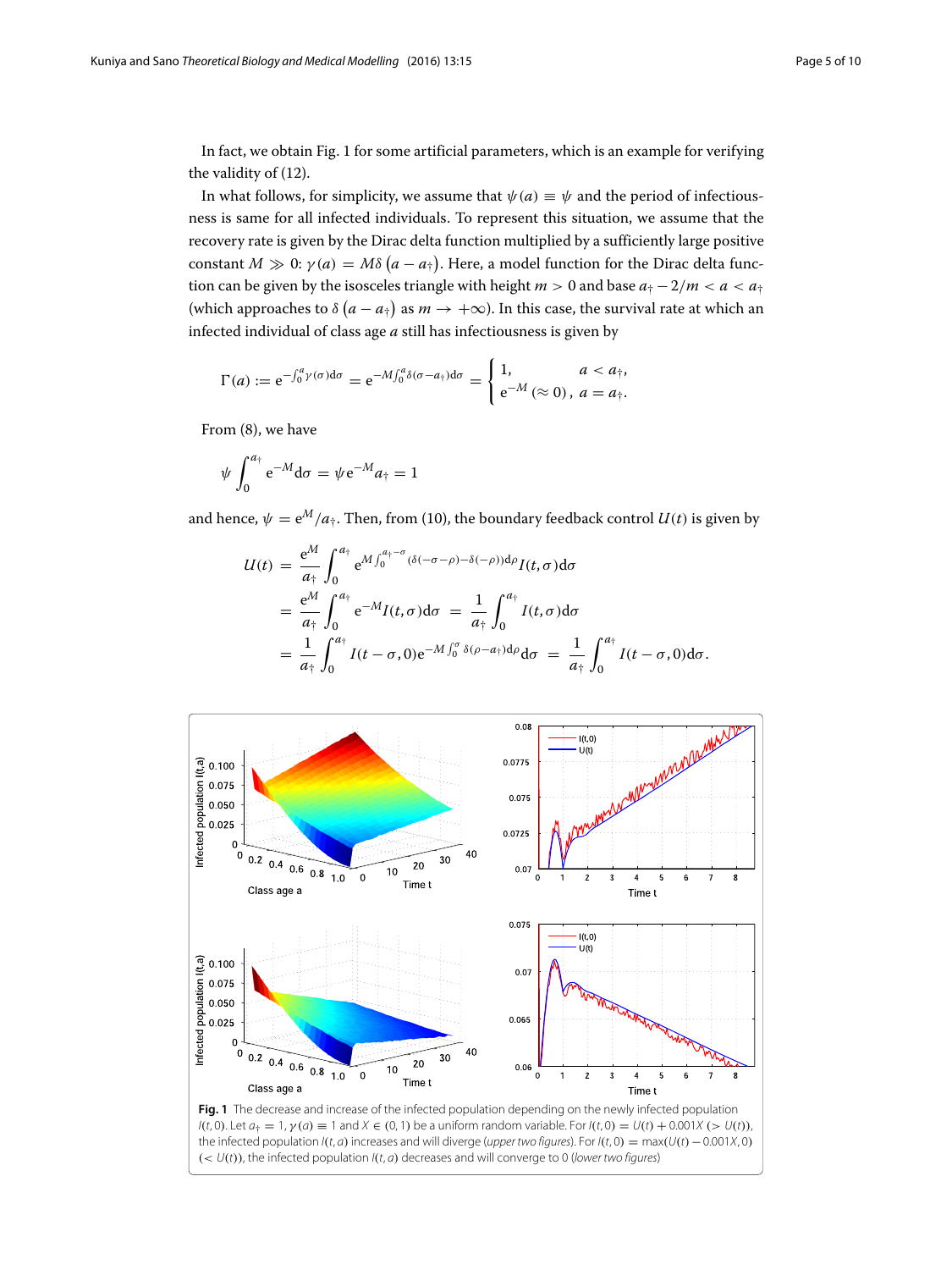In fact, we obtain Fig. 1 for some artificial parameters, which is an example for verifying the validity of (12).

In what follows, for simplicity, we assume that $\psi(a) \equiv \psi$ and the period of infectiousness is same for all infected individuals. To represent this situation, we assume that the recovery rate is given by the Dirac delta function multiplied by a sufficiently large positive constant $M \gg 0$: $\gamma(a) = M\delta(a - a_\dagger)$. Here, a model function for the Dirac delta function can be given by the isosceles triangle with height $m > 0$ and base $a_\dagger - 2/m < a < a_\dagger$ (which approaches to $\delta(a - a_\dagger)$ as $m \to +\infty$). In this case, the survival rate at which an infected individual of class age $a$ still has infectiousness is given by

$$\Gamma(a) := e^{-\int_0^a \gamma(\sigma)d\sigma} = e^{-M\int_0^a \delta(\sigma - a_\dagger)d\sigma} = \begin{cases} 1, & a < a_\dagger, \\ e^{-M}\ (\approx 0), & a = a_\dagger. \end{cases}$$

From (8), we have

$$\psi \int_0^{a_\dagger} e^{-M} d\sigma = \psi e^{-M} a_\dagger = 1$$

and hence, $\psi = e^M / a_\dagger$. Then, from (10), the boundary feedback control $U(t)$ is given by

$$\begin{aligned} U(t) &= \frac{e^M}{a_\dagger} \int_0^{a_\dagger} e^{M\int_0^{a_\dagger - \sigma}(\delta(-\sigma-\rho)-\delta(-\rho))d\rho} I(t,\sigma)d\sigma \\ &= \frac{e^M}{a_\dagger} \int_0^{a_\dagger} e^{-M} I(t,\sigma)d\sigma \ = \ \frac{1}{a_\dagger}\int_0^{a_\dagger} I(t,\sigma)d\sigma \\ &= \frac{1}{a_\dagger}\int_0^{a_\dagger} I(t-\sigma,0)e^{-M\int_0^{\sigma}\delta(\rho - a_\dagger)d\rho}d\sigma \ = \ \frac{1}{a_\dagger}\int_0^{a_\dagger} I(t-\sigma,0)d\sigma. \end{aligned}$$

**Fig. 1** The decrease and increase of the infected population depending on the newly infected population $I(t,0)$. Let $a_\dagger = 1$, $\gamma(a) \equiv 1$ and $X \in (0,1)$ be a uniform random variable. For $I(t,0) = U(t) + 0.001X$ ($> U(t)$), the infected population $I(t,a)$ increases and will diverge (*upper two figures*). For $I(t,0) = \max(U(t) - 0.001X, 0)$ ($< U(t)$), the infected population $I(t,a)$ decreases and will converge to 0 (*lower two figures*)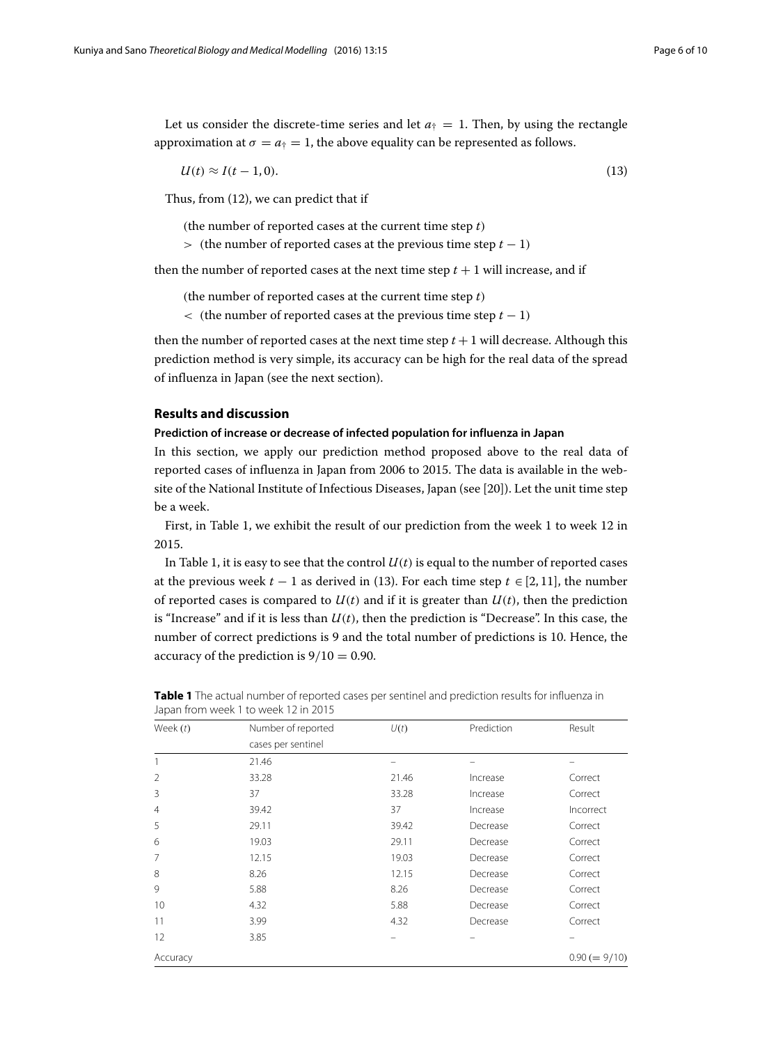Let us consider the discrete-time series and let $a_\dagger = 1$. Then, by using the rectangle approximation at $\sigma = a_\dagger = 1$, the above equality can be represented as follows.

$$U(t) \approx I(t-1, 0). \tag{13}$$

Thus, from (12), we can predict that if

(the number of reported cases at the current time step $t$)
$>$ (the number of reported cases at the previous time step $t-1$)

then the number of reported cases at the next time step $t+1$ will increase, and if

(the number of reported cases at the current time step $t$)
$<$ (the number of reported cases at the previous time step $t-1$)

then the number of reported cases at the next time step $t+1$ will decrease. Although this prediction method is very simple, its accuracy can be high for the real data of the spread of influenza in Japan (see the next section).

## Results and discussion

### Prediction of increase or decrease of infected population for influenza in Japan

In this section, we apply our prediction method proposed above to the real data of reported cases of influenza in Japan from 2006 to 2015. The data is available in the website of the National Institute of Infectious Diseases, Japan (see [20]). Let the unit time step be a week.

First, in Table 1, we exhibit the result of our prediction from the week 1 to week 12 in 2015.

In Table 1, it is easy to see that the control $U(t)$ is equal to the number of reported cases at the previous week $t-1$ as derived in (13). For each time step $t \in [2, 11]$, the number of reported cases is compared to $U(t)$ and if it is greater than $U(t)$, then the prediction is "Increase" and if it is less than $U(t)$, then the prediction is "Decrease". In this case, the number of correct predictions is 9 and the total number of predictions is 10. Hence, the accuracy of the prediction is $9/10 = 0.90$.

**Table 1** The actual number of reported cases per sentinel and prediction results for influenza in Japan from week 1 to week 12 in 2015

| Week ($t$) | Number of reported cases per sentinel | $U(t)$ | Prediction | Result |
|---|---|---|---|---|
| 1 | 21.46 | – | – | – |
| 2 | 33.28 | 21.46 | Increase | Correct |
| 3 | 37 | 33.28 | Increase | Correct |
| 4 | 39.42 | 37 | Increase | Incorrect |
| 5 | 29.11 | 39.42 | Decrease | Correct |
| 6 | 19.03 | 29.11 | Decrease | Correct |
| 7 | 12.15 | 19.03 | Decrease | Correct |
| 8 | 8.26 | 12.15 | Decrease | Correct |
| 9 | 5.88 | 8.26 | Decrease | Correct |
| 10 | 4.32 | 5.88 | Decrease | Correct |
| 11 | 3.99 | 4.32 | Decrease | Correct |
| 12 | 3.85 | – | – | – |
| Accuracy | | | | 0.90 ($= 9/10$) |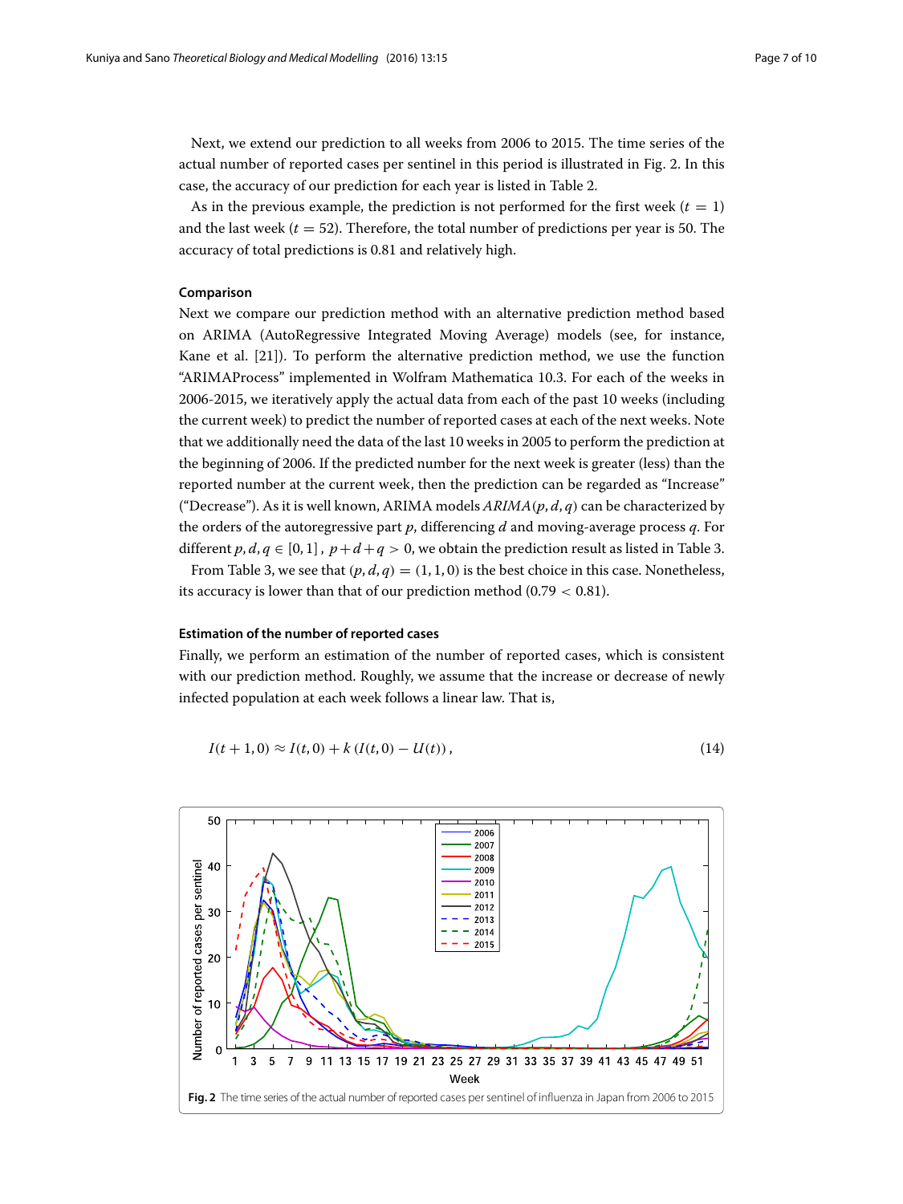Next, we extend our prediction to all weeks from 2006 to 2015. The time series of the actual number of reported cases per sentinel in this period is illustrated in Fig. 2. In this case, the accuracy of our prediction for each year is listed in Table 2.

As in the previous example, the prediction is not performed for the first week ($t = 1$) and the last week ($t = 52$). Therefore, the total number of predictions per year is 50. The accuracy of total predictions is 0.81 and relatively high.

#### Comparison

Next we compare our prediction method with an alternative prediction method based on ARIMA (AutoRegressive Integrated Moving Average) models (see, for instance, Kane et al. [21]). To perform the alternative prediction method, we use the function "ARIMAProcess" implemented in Wolfram Mathematica 10.3. For each of the weeks in 2006-2015, we iteratively apply the actual data from each of the past 10 weeks (including the current week) to predict the number of reported cases at each of the next weeks. Note that we additionally need the data of the last 10 weeks in 2005 to perform the prediction at the beginning of 2006. If the predicted number for the next week is greater (less) than the reported number at the current week, then the prediction can be regarded as "Increase" ("Decrease"). As it is well known, ARIMA models $ARIMA(p, d, q)$ can be characterized by the orders of the autoregressive part $p$, differencing $d$ and moving-average process $q$. For different $p, d, q \in [0, 1]$, $p+d+q > 0$, we obtain the prediction result as listed in Table 3.

From Table 3, we see that $(p, d, q) = (1, 1, 0)$ is the best choice in this case. Nonetheless, its accuracy is lower than that of our prediction method ($0.79 < 0.81$).

#### Estimation of the number of reported cases

Finally, we perform an estimation of the number of reported cases, which is consistent with our prediction method. Roughly, we assume that the increase or decrease of newly infected population at each week follows a linear law. That is,

$$I(t+1, 0) \approx I(t, 0) + k\,(I(t, 0) - U(t))\,, \tag{14}$$

**Fig. 2** The time series of the actual number of reported cases per sentinel of influenza in Japan from 2006 to 2015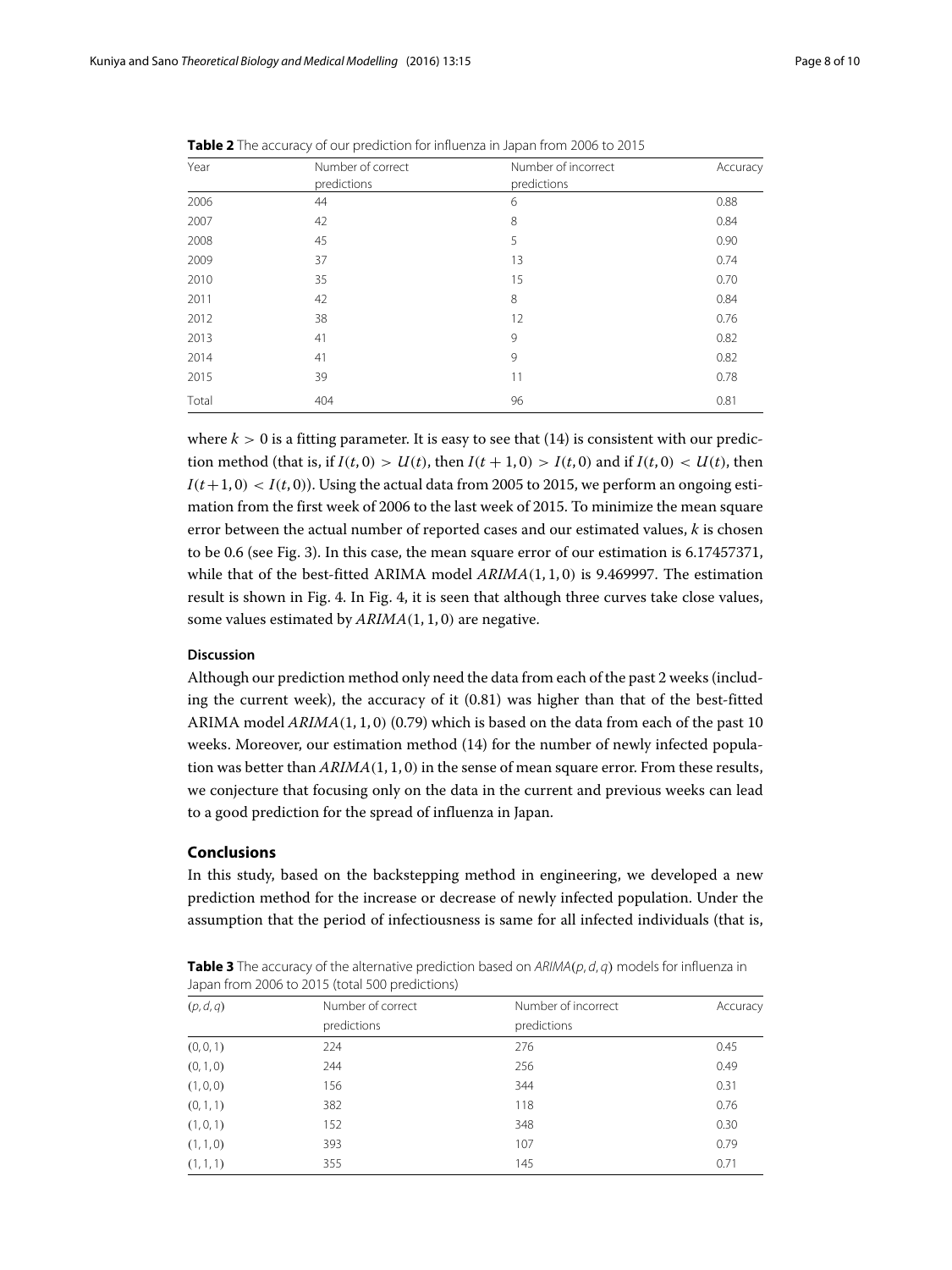**Table 2** The accuracy of our prediction for influenza in Japan from 2006 to 2015

| Year | Number of correct predictions | Number of incorrect predictions | Accuracy |
|---|---|---|---|
| 2006 | 44 | 6 | 0.88 |
| 2007 | 42 | 8 | 0.84 |
| 2008 | 45 | 5 | 0.90 |
| 2009 | 37 | 13 | 0.74 |
| 2010 | 35 | 15 | 0.70 |
| 2011 | 42 | 8 | 0.84 |
| 2012 | 38 | 12 | 0.76 |
| 2013 | 41 | 9 | 0.82 |
| 2014 | 41 | 9 | 0.82 |
| 2015 | 39 | 11 | 0.78 |
| Total | 404 | 96 | 0.81 |

where $k > 0$ is a fitting parameter. It is easy to see that (14) is consistent with our prediction method (that is, if $I(t, 0) > U(t)$, then $I(t + 1, 0) > I(t, 0)$ and if $I(t, 0) < U(t)$, then $I(t+1, 0) < I(t, 0)$). Using the actual data from 2005 to 2015, we perform an ongoing estimation from the first week of 2006 to the last week of 2015. To minimize the mean square error between the actual number of reported cases and our estimated values, $k$ is chosen to be 0.6 (see Fig. 3). In this case, the mean square error of our estimation is 6.17457371, while that of the best-fitted ARIMA model $ARIMA(1, 1, 0)$ is 9.469997. The estimation result is shown in Fig. 4. In Fig. 4, it is seen that although three curves take close values, some values estimated by $ARIMA(1, 1, 0)$ are negative.

### Discussion

Although our prediction method only need the data from each of the past 2 weeks (including the current week), the accuracy of it (0.81) was higher than that of the best-fitted ARIMA model $ARIMA(1, 1, 0)$ (0.79) which is based on the data from each of the past 10 weeks. Moreover, our estimation method (14) for the number of newly infected population was better than $ARIMA(1, 1, 0)$ in the sense of mean square error. From these results, we conjecture that focusing only on the data in the current and previous weeks can lead to a good prediction for the spread of influenza in Japan.

## Conclusions

In this study, based on the backstepping method in engineering, we developed a new prediction method for the increase or decrease of newly infected population. Under the assumption that the period of infectiousness is same for all infected individuals (that is,

**Table 3** The accuracy of the alternative prediction based on $ARIMA(p, d, q)$ models for influenza in Japan from 2006 to 2015 (total 500 predictions)

| $(p, d, q)$ | Number of correct predictions | Number of incorrect predictions | Accuracy |
|---|---|---|---|
| (0, 0, 1) | 224 | 276 | 0.45 |
| (0, 1, 0) | 244 | 256 | 0.49 |
| (1, 0, 0) | 156 | 344 | 0.31 |
| (0, 1, 1) | 382 | 118 | 0.76 |
| (1, 0, 1) | 152 | 348 | 0.30 |
| (1, 1, 0) | 393 | 107 | 0.79 |
| (1, 1, 1) | 355 | 145 | 0.71 |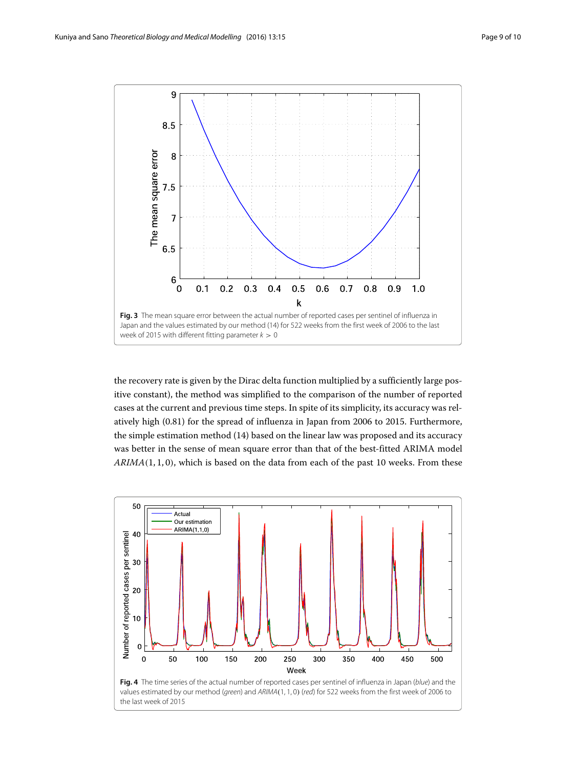Fig. 3 The mean square error between the actual number of reported cases per sentinel of influenza in Japan and the values estimated by our method (14) for 522 weeks from the first week of 2006 to the last week of 2015 with different fitting parameter $k > 0$

the recovery rate is given by the Dirac delta function multiplied by a sufficiently large positive constant), the method was simplified to the comparison of the number of reported cases at the current and previous time steps. In spite of its simplicity, its accuracy was relatively high (0.81) for the spread of influenza in Japan from 2006 to 2015. Furthermore, the simple estimation method (14) based on the linear law was proposed and its accuracy was better in the sense of mean square error than that of the best-fitted ARIMA model $ARIMA(1,1,0)$, which is based on the data from each of the past 10 weeks. From these

Fig. 4 The time series of the actual number of reported cases per sentinel of influenza in Japan (*blue*) and the values estimated by our method (*green*) and $ARIMA(1,1,0)$ (*red*) for 522 weeks from the first week of 2006 to the last week of 2015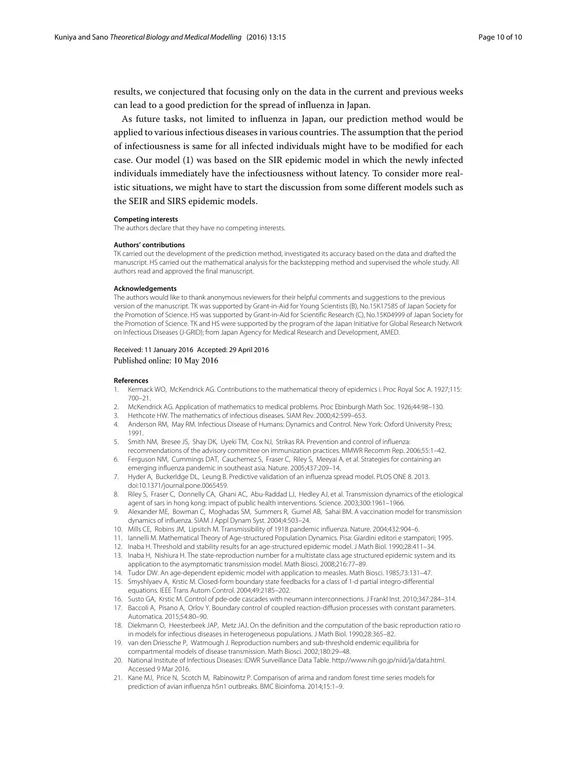results, we conjectured that focusing only on the data in the current and previous weeks can lead to a good prediction for the spread of influenza in Japan.

As future tasks, not limited to influenza in Japan, our prediction method would be applied to various infectious diseases in various countries. The assumption that the period of infectiousness is same for all infected individuals might have to be modified for each case. Our model (1) was based on the SIR epidemic model in which the newly infected individuals immediately have the infectiousness without latency. To consider more realistic situations, we might have to start the discussion from some different models such as the SEIR and SIRS epidemic models.

#### Competing interests

The authors declare that they have no competing interests.

#### Authors' contributions

TK carried out the development of the prediction method, investigated its accuracy based on the data and drafted the manuscript. HS carried out the mathematical analysis for the backstepping method and supervised the whole study. All authors read and approved the final manuscript.

#### Acknowledgements

The authors would like to thank anonymous reviewers for their helpful comments and suggestions to the previous version of the manuscript. TK was supported by Grant-in-Aid for Young Scientists (B), No.15K17585 of Japan Society for the Promotion of Science. HS was supported by Grant-in-Aid for Scientific Research (C), No.15K04999 of Japan Society for the Promotion of Science. TK and HS were supported by the program of the Japan Initiative for Global Research Network on Infectious Diseases (J-GRID); from Japan Agency for Medical Research and Development, AMED.

Received: 11 January 2016 Accepted: 29 April 2016
Published online: 10 May 2016

#### References

1. Kermack WO, McKendrick AG. Contributions to the mathematical theory of epidemics i. Proc Royal Soc A. 1927;115: 700–21.
2. McKendrick AG. Application of mathematics to medical problems. Proc Ebinburgh Math Soc. 1926;44:98–130.
3. Hethcote HW. The mathematics of infectious diseases. SIAM Rev. 2000;42:599–653.
4. Anderson RM, May RM. Infectious Disease of Humans: Dynamics and Control. New York: Oxford University Press; 1991.
5. Smith NM, Bresee JS, Shay DK, Uyeki TM, Cox NJ, Strikas RA. Prevention and control of influenza: recommendations of the advisory committee on immunization practices. MMWR Recomm Rep. 2006;55:1–42.
6. Ferguson NM, Cummings DAT, Cauchemez S, Fraser C, Riley S, Meeyai A, et al. Strategies for containing an emerging influenza pandemic in southeast asia. Nature. 2005;437:209–14.
7. Hyder A, Buckerldge DL, Leung B. Predictive validation of an influenza spread model. PLOS ONE 8. 2013. doi:10.1371/journal.pone.0065459.
8. Riley S, Fraser C, Donnelly CA, Ghani AC, Abu-Raddad LJ, Hedley AJ, et al. Transmission dynamics of the etiological agent of sars in hong kong: impact of public health interventions. Science. 2003;300:1961–1966.
9. Alexander ME, Bowman C, Moghadas SM, Summers R, Gumel AB, Sahai BM. A vaccination model for transmission dynamics of influenza. SIAM J Appl Dynam Syst. 2004;4:503–24.
10. Mills CE, Robins JM, Lipsitch M. Transmissibility of 1918 pandemic influenza. Nature. 2004;432:904–6.
11. Iannelli M. Mathematical Theory of Age-structured Population Dynamics. Pisa: Giardini editori e stampatori; 1995.
12. Inaba H. Threshold and stability results for an age-structured epidemic model. J Math Biol. 1990;28:411–34.
13. Inaba H, Nishiura H. The state-reproduction number for a multistate class age structured epidemic system and its application to the asymptomatic transmission model. Math Biosci. 2008;216:77–89.
14. Tudor DW. An age-dependent epidemic model with application to measles. Math Biosci. 1985;73:131–47.
15. Smyshlyaev A, Krstic M. Closed-form boundary state feedbacks for a class of 1-d partial integro-differential equations. IEEE Trans Autom Control. 2004;49:2185–202.
16. Susto GA, Krstic M. Control of pde-ode cascades with neumann interconnections. J Frankl Inst. 2010;347:284–314.
17. Baccoli A, Pisano A, Orlov Y. Boundary control of coupled reaction-diffusion processes with constant parameters. Automatica. 2015;54:80–90.
18. Diekmann O, Heesterbeek JAP, Metz JAJ. On the definition and the computation of the basic reproduction ratio ro in models for infectious diseases in heterogeneous populations. J Math Biol. 1990;28:365–82.
19. van den Driessche P, Watmough J. Reproduction numbers and sub-threshold endemic equilibria for compartmental models of disease transmission. Math Biosci. 2002;180:29–48.
20. National Institute of Infectious Diseases: IDWR Surveillance Data Table. http://www.nih.go.jp/niid/ja/data.html. Accessed 9 Mar 2016.
21. Kane MJ, Price N, Scotch M, Rabinowitz P. Comparison of arima and random forest time series models for prediction of avian influenza h5n1 outbreaks. BMC Bioinfoma. 2014;15:1–9.